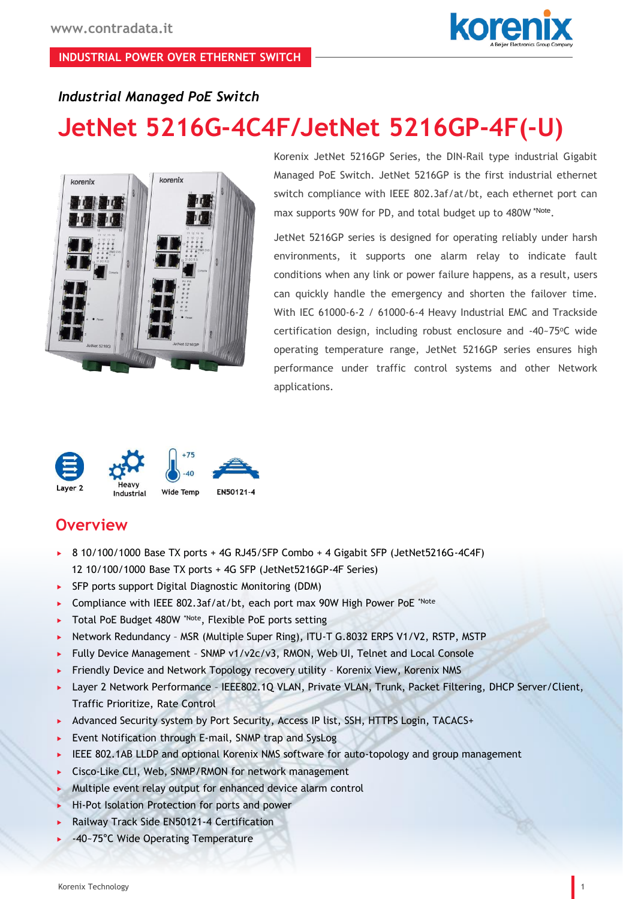www.contradata.it

INDUSTRIAL POWER OVER ETHERNET SWITCH

*Industrial Managed PoE Switch*

# JetNet 5216G-4C4F/JetNet 5216GP-4F(-U)

Korenix JetNet 5216GP Series, the DIN-Rail type industrial Gigabit Managed PoE Switch. JetNet 5216GP is the first industrial ethernet switch compliance with IEEE 802.3af/at/bt, each ethernet port can max supports 90W for PD, and total budget up to 480W *Note.

JetNet 5216GP series is designed for operating reliably under harsh environments, it supports one alarm relay to indicate fault conditions when any link or power failure happens, as a result, users can quickly handle the emergency and shorten the failover time. With IEC 61000-6-2 / 61000-6-4 Heavy Industrial EMC and Trackside certification design, including robust enclosure and -40~75ºC wide operating temperature range, JetNet 5216GP series ensures high performance under traffic control systems and other Network applications.

Layer 2 Heavy Industrial +75 -40 Wide Temp EN50121-4

## Overview

- 8 10/100/1000 Base TX ports + 4G RJ45/SFP Combo + 4 Gigabit SFP (JetNet5216G-4C4F)
  12 10/100/1000 Base TX ports + 4G SFP (JetNet5216GP-4F Series)
- SFP ports support Digital Diagnostic Monitoring (DDM)
- Compliance with IEEE 802.3af/at/bt, each port max 90W High Power PoE *Note
- Total PoE Budget 480W *Note, Flexible PoE ports setting
- Network Redundancy – MSR (Multiple Super Ring), ITU-T G.8032 ERPS V1/V2, RSTP, MSTP
- Fully Device Management – SNMP v1/v2c/v3, RMON, Web UI, Telnet and Local Console
- Friendly Device and Network Topology recovery utility – Korenix View, Korenix NMS
- Layer 2 Network Performance – IEEE802.1Q VLAN, Private VLAN, Trunk, Packet Filtering, DHCP Server/Client, Traffic Prioritize, Rate Control
- Advanced Security system by Port Security, Access IP list, SSH, HTTPS Login, TACACS+
- Event Notification through E-mail, SNMP trap and SysLog
- IEEE 802.1AB LLDP and optional Korenix NMS software for auto-topology and group management
- Cisco-Like CLI, Web, SNMP/RMON for network management
- Multiple event relay output for enhanced device alarm control
- Hi-Pot Isolation Protection for ports and power
- Railway Track Side EN50121-4 Certification
- -40~75°C Wide Operating Temperature

Korenix Technology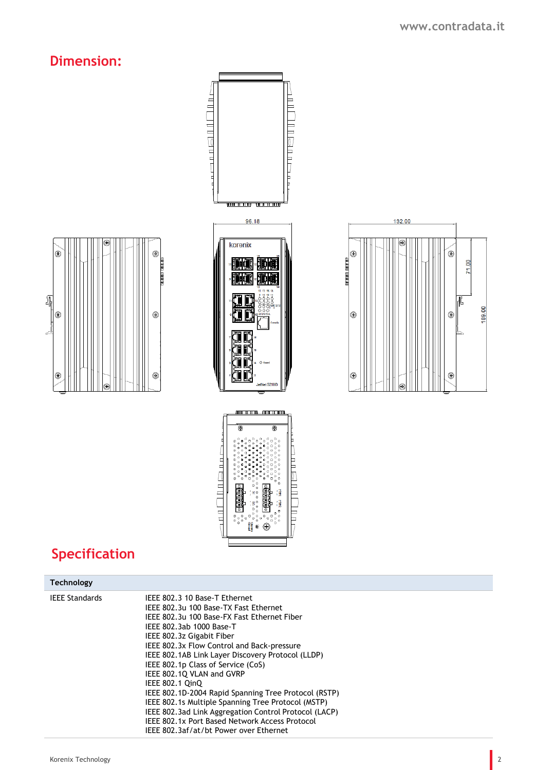## Dimension:

96.18

132.00

71.00

189.00

## Specification

| Technology | |
|---|---|
| IEEE Standards | IEEE 802.3 10 Base-T Ethernet<br>IEEE 802.3u 100 Base-TX Fast Ethernet<br>IEEE 802.3u 100 Base-FX Fast Ethernet Fiber<br>IEEE 802.3ab 1000 Base-T<br>IEEE 802.3z Gigabit Fiber<br>IEEE 802.3x Flow Control and Back-pressure<br>IEEE 802.1AB Link Layer Discovery Protocol (LLDP)<br>IEEE 802.1p Class of Service (CoS)<br>IEEE 802.1Q VLAN and GVRP<br>IEEE 802.1 QinQ<br>IEEE 802.1D-2004 Rapid Spanning Tree Protocol (RSTP)<br>IEEE 802.1s Multiple Spanning Tree Protocol (MSTP)<br>IEEE 802.3ad Link Aggregation Control Protocol (LACP)<br>IEEE 802.1x Port Based Network Access Protocol<br>IEEE 802.3af/at/bt Power over Ethernet |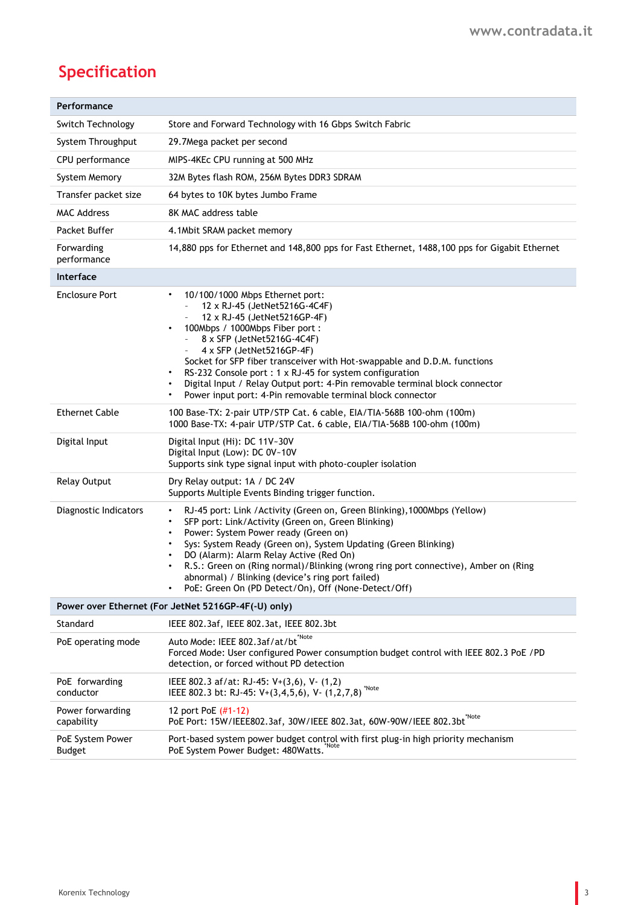# Specification

| | |
|---|---|
| **Performance** | |
| Switch Technology | Store and Forward Technology with 16 Gbps Switch Fabric |
| System Throughput | 29.7Mega packet per second |
| CPU performance | MIPS-4KEc CPU running at 500 MHz |
| System Memory | 32M Bytes flash ROM, 256M Bytes DDR3 SDRAM |
| Transfer packet size | 64 bytes to 10K bytes Jumbo Frame |
| MAC Address | 8K MAC address table |
| Packet Buffer | 4.1Mbit SRAM packet memory |
| Forwarding performance | 14,880 pps for Ethernet and 148,800 pps for Fast Ethernet, 1488,100 pps for Gigabit Ethernet |
| **Interface** | |
| Enclosure Port | • 10/100/1000 Mbps Ethernet port:<br>- 12 x RJ-45 (JetNet5216G-4C4F)<br>- 12 x RJ-45 (JetNet5216GP-4F)<br>• 100Mbps / 1000Mbps Fiber port :<br>- 8 x SFP (JetNet5216G-4C4F)<br>- 4 x SFP (JetNet5216GP-4F)<br>Socket for SFP fiber transceiver with Hot-swappable and D.D.M. functions<br>• RS-232 Console port : 1 x RJ-45 for system configuration<br>• Digital Input / Relay Output port: 4-Pin removable terminal block connector<br>• Power input port: 4-Pin removable terminal block connector |
| Ethernet Cable | 100 Base-TX: 2-pair UTP/STP Cat. 6 cable, EIA/TIA-568B 100-ohm (100m)<br>1000 Base-TX: 4-pair UTP/STP Cat. 6 cable, EIA/TIA-568B 100-ohm (100m) |
| Digital Input | Digital Input (Hi): DC 11V~30V<br>Digital Input (Low): DC 0V~10V<br>Supports sink type signal input with photo-coupler isolation |
| Relay Output | Dry Relay output: 1A / DC 24V<br>Supports Multiple Events Binding trigger function. |
| Diagnostic Indicators | • RJ-45 port: Link /Activity (Green on, Green Blinking),1000Mbps (Yellow)<br>• SFP port: Link/Activity (Green on, Green Blinking)<br>• Power: System Power ready (Green on)<br>• Sys: System Ready (Green on), System Updating (Green Blinking)<br>• DO (Alarm): Alarm Relay Active (Red On)<br>• R.S.: Green on (Ring normal)/Blinking (wrong ring port connective), Amber on (Ring abnormal) / Blinking (device's ring port failed)<br>• PoE: Green On (PD Detect/On), Off (None-Detect/Off) |
| **Power over Ethernet (For JetNet 5216GP-4F(-U) only)** | |
| Standard | IEEE 802.3af, IEEE 802.3at, IEEE 802.3bt |
| PoE operating mode | Auto Mode: IEEE 802.3af/at/bt *Note<br>Forced Mode: User configured Power consumption budget control with IEEE 802.3 PoE /PD detection, or forced without PD detection |
| PoE forwarding conductor | IEEE 802.3 af/at: RJ-45: V+(3,6), V- (1,2)<br>IEEE 802.3 bt: RJ-45: V+(3,4,5,6), V- (1,2,7,8) *Note |
| Power forwarding capability | 12 port PoE (#1-12)<br>PoE Port: 15W/IEEE802.3af, 30W/IEEE 802.3at, 60W-90W/IEEE 802.3bt *Note |
| PoE System Power Budget | Port-based system power budget control with first plug-in high priority mechanism<br>PoE System Power Budget: 480Watts. *Note |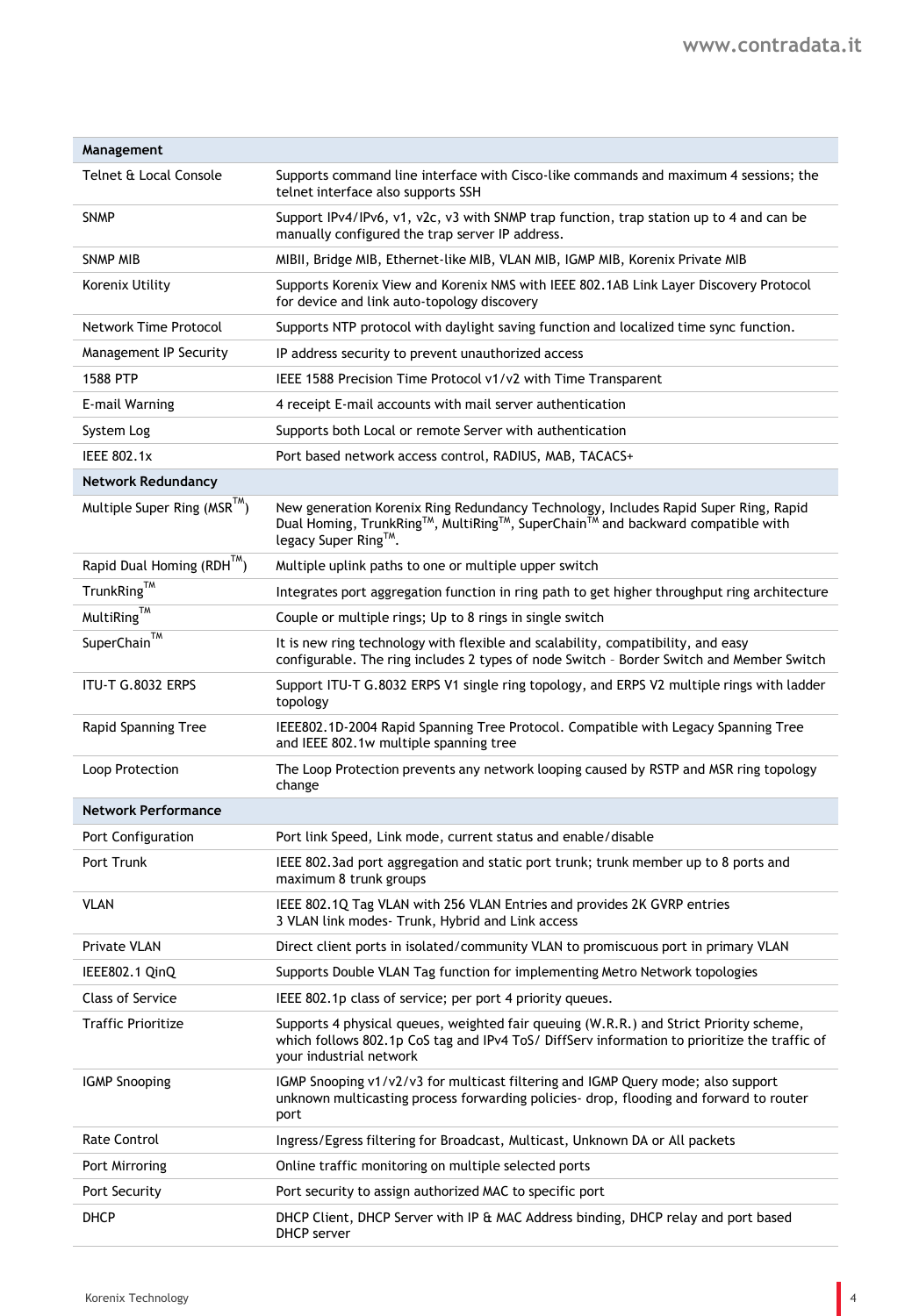| | |
|---|---|
| **Management** | |
| Telnet & Local Console | Supports command line interface with Cisco-like commands and maximum 4 sessions; the telnet interface also supports SSH |
| SNMP | Support IPv4/IPv6, v1, v2c, v3 with SNMP trap function, trap station up to 4 and can be manually configured the trap server IP address. |
| SNMP MIB | MIBII, Bridge MIB, Ethernet-like MIB, VLAN MIB, IGMP MIB, Korenix Private MIB |
| Korenix Utility | Supports Korenix View and Korenix NMS with IEEE 802.1AB Link Layer Discovery Protocol for device and link auto-topology discovery |
| Network Time Protocol | Supports NTP protocol with daylight saving function and localized time sync function. |
| Management IP Security | IP address security to prevent unauthorized access |
| 1588 PTP | IEEE 1588 Precision Time Protocol v1/v2 with Time Transparent |
| E-mail Warning | 4 receipt E-mail accounts with mail server authentication |
| System Log | Supports both Local or remote Server with authentication |
| IEEE 802.1x | Port based network access control, RADIUS, MAB, TACACS+ |
| **Network Redundancy** | |
| Multiple Super Ring (MSR™) | New generation Korenix Ring Redundancy Technology, Includes Rapid Super Ring, Rapid Dual Homing, TrunkRing™, MultiRing™, SuperChain™ and backward compatible with legacy Super Ring™. |
| Rapid Dual Homing (RDH™) | Multiple uplink paths to one or multiple upper switch |
| TrunkRing™ | Integrates port aggregation function in ring path to get higher throughput ring architecture |
| MultiRing™ | Couple or multiple rings; Up to 8 rings in single switch |
| SuperChain™ | It is new ring technology with flexible and scalability, compatibility, and easy configurable. The ring includes 2 types of node Switch - Border Switch and Member Switch |
| ITU-T G.8032 ERPS | Support ITU-T G.8032 ERPS V1 single ring topology, and ERPS V2 multiple rings with ladder topology |
| Rapid Spanning Tree | IEEE802.1D-2004 Rapid Spanning Tree Protocol. Compatible with Legacy Spanning Tree and IEEE 802.1w multiple spanning tree |
| Loop Protection | The Loop Protection prevents any network looping caused by RSTP and MSR ring topology change |
| **Network Performance** | |
| Port Configuration | Port link Speed, Link mode, current status and enable/disable |
| Port Trunk | IEEE 802.3ad port aggregation and static port trunk; trunk member up to 8 ports and maximum 8 trunk groups |
| VLAN | IEEE 802.1Q Tag VLAN with 256 VLAN Entries and provides 2K GVRP entries<br>3 VLAN link modes- Trunk, Hybrid and Link access |
| Private VLAN | Direct client ports in isolated/community VLAN to promiscuous port in primary VLAN |
| IEEE802.1 QinQ | Supports Double VLAN Tag function for implementing Metro Network topologies |
| Class of Service | IEEE 802.1p class of service; per port 4 priority queues. |
| Traffic Prioritize | Supports 4 physical queues, weighted fair queuing (W.R.R.) and Strict Priority scheme, which follows 802.1p CoS tag and IPv4 ToS/ DiffServ information to prioritize the traffic of your industrial network |
| IGMP Snooping | IGMP Snooping v1/v2/v3 for multicast filtering and IGMP Query mode; also support unknown multicasting process forwarding policies- drop, flooding and forward to router port |
| Rate Control | Ingress/Egress filtering for Broadcast, Multicast, Unknown DA or All packets |
| Port Mirroring | Online traffic monitoring on multiple selected ports |
| Port Security | Port security to assign authorized MAC to specific port |
| DHCP | DHCP Client, DHCP Server with IP & MAC Address binding, DHCP relay and port based DHCP server |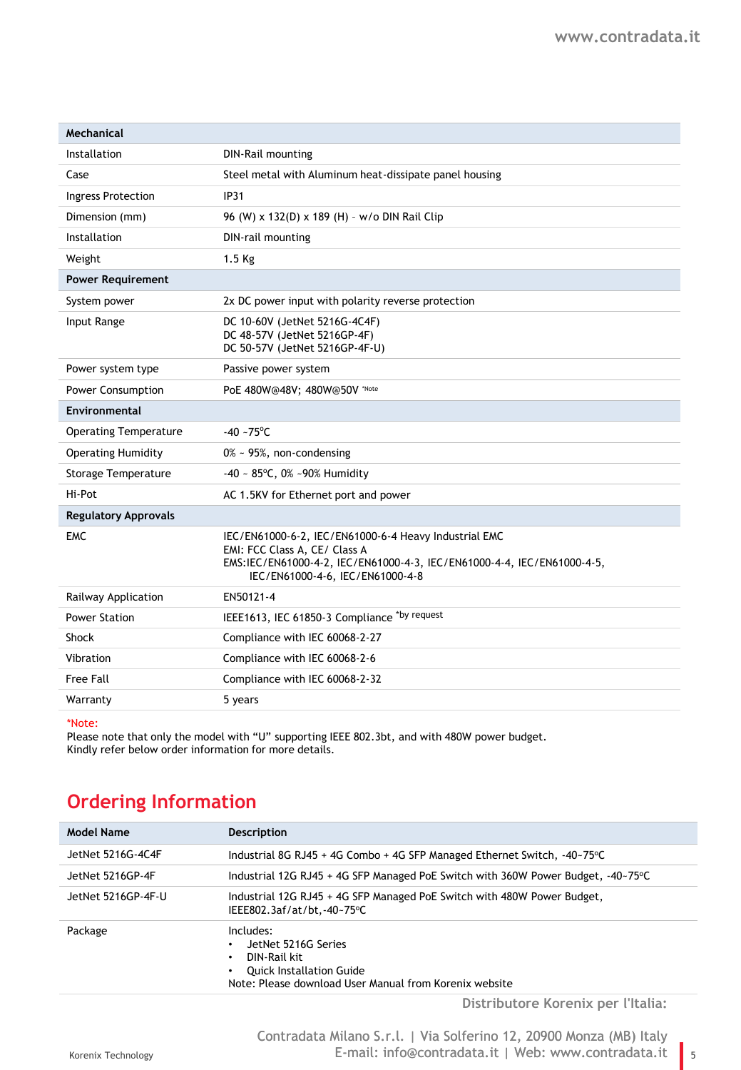| | |
|---|---|
| **Mechanical** | |
| Installation | DIN-Rail mounting |
| Case | Steel metal with Aluminum heat-dissipate panel housing |
| Ingress Protection | IP31 |
| Dimension (mm) | 96 (W) x 132(D) x 189 (H) - w/o DIN Rail Clip |
| Installation | DIN-rail mounting |
| Weight | 1.5 Kg |
| **Power Requirement** | |
| System power | 2x DC power input with polarity reverse protection |
| Input Range | DC 10-60V (JetNet 5216G-4C4F)<br>DC 48-57V (JetNet 5216GP-4F)<br>DC 50-57V (JetNet 5216GP-4F-U) |
| Power system type | Passive power system |
| Power Consumption | PoE 480W@48V; 480W@50V *Note |
| **Environmental** | |
| Operating Temperature | -40 ~75°C |
| Operating Humidity | 0% ~ 95%, non-condensing |
| Storage Temperature | -40 ~ 85°C, 0% ~90% Humidity |
| Hi-Pot | AC 1.5KV for Ethernet port and power |
| **Regulatory Approvals** | |
| EMC | IEC/EN61000-6-2, IEC/EN61000-6-4 Heavy Industrial EMC<br>EMI: FCC Class A, CE/ Class A<br>EMS:IEC/EN61000-4-2, IEC/EN61000-4-3, IEC/EN61000-4-4, IEC/EN61000-4-5, IEC/EN61000-4-6, IEC/EN61000-4-8 |
| Railway Application | EN50121-4 |
| Power Station | IEEE1613, IEC 61850-3 Compliance *by request |
| Shock | Compliance with IEC 60068-2-27 |
| Vibration | Compliance with IEC 60068-2-6 |
| Free Fall | Compliance with IEC 60068-2-32 |
| Warranty | 5 years |

*Note:
Please note that only the model with “U” supporting IEEE 802.3bt, and with 480W power budget.
Kindly refer below order information for more details.

## Ordering Information

| Model Name | Description |
|---|---|
| JetNet 5216G-4C4F | Industrial 8G RJ45 + 4G Combo + 4G SFP Managed Ethernet Switch, -40~75°C |
| JetNet 5216GP-4F | Industrial 12G RJ45 + 4G SFP Managed PoE Switch with 360W Power Budget, -40~75°C |
| JetNet 5216GP-4F-U | Industrial 12G RJ45 + 4G SFP Managed PoE Switch with 480W Power Budget, IEEE802.3af/at/bt,-40~75°C |
| Package | Includes:<br>• JetNet 5216G Series<br>• DIN-Rail kit<br>• Quick Installation Guide<br>Note: Please download User Manual from Korenix website |

Distributore Korenix per l'Italia:

Contradata Milano S.r.l. | Via Solferino 12, 20900 Monza (MB) Italy
E-mail: info@contradata.it | Web: www.contradata.it